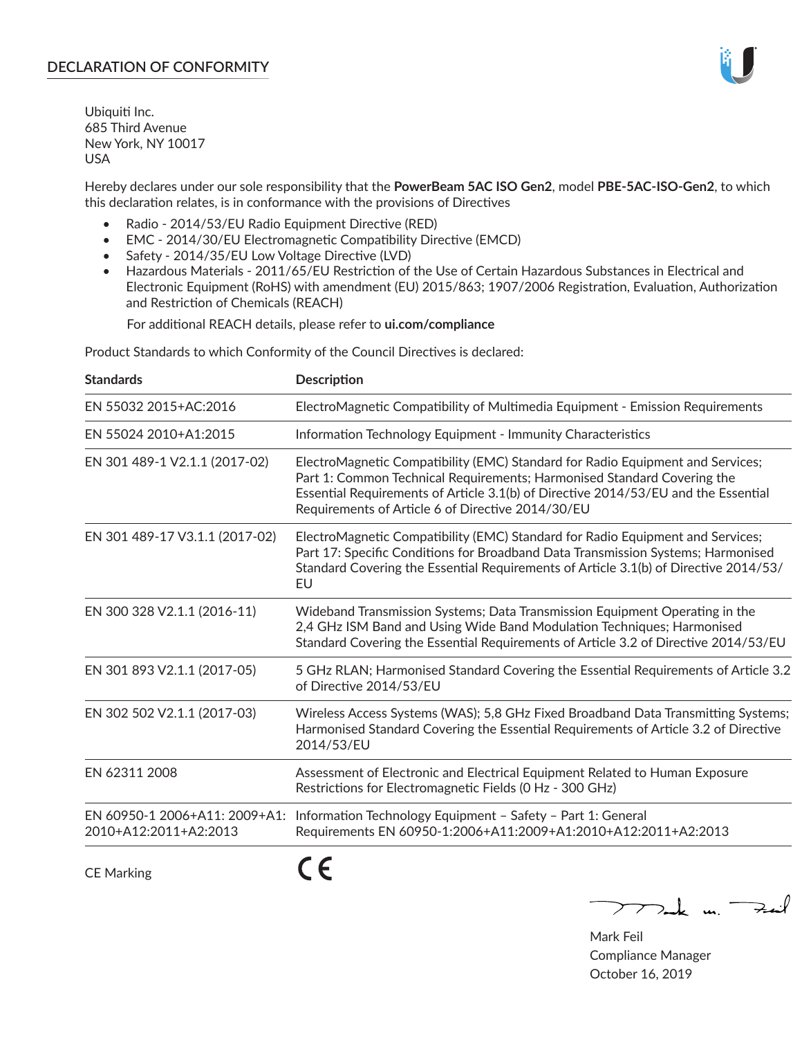# DECLARATION OF CONFORMITY

Ubiquiti Inc.
685 Third Avenue
New York, NY 10017
USA

Hereby declares under our sole responsibility that the **PowerBeam 5AC ISO Gen2**, model **PBE-5AC-ISO-Gen2**, to which this declaration relates, is in conformance with the provisions of Directives

- Radio - 2014/53/EU Radio Equipment Directive (RED)
- EMC - 2014/30/EU Electromagnetic Compatibility Directive (EMCD)
- Safety - 2014/35/EU Low Voltage Directive (LVD)
- Hazardous Materials - 2011/65/EU Restriction of the Use of Certain Hazardous Substances in Electrical and Electronic Equipment (RoHS) with amendment (EU) 2015/863; 1907/2006 Registration, Evaluation, Authorization and Restriction of Chemicals (REACH)

  For additional REACH details, please refer to **ui.com/compliance**

Product Standards to which Conformity of the Council Directives is declared:

| Standards | Description |
|---|---|
| EN 55032 2015+AC:2016 | ElectroMagnetic Compatibility of Multimedia Equipment - Emission Requirements |
| EN 55024 2010+A1:2015 | Information Technology Equipment - Immunity Characteristics |
| EN 301 489-1 V2.1.1 (2017-02) | ElectroMagnetic Compatibility (EMC) Standard for Radio Equipment and Services; Part 1: Common Technical Requirements; Harmonised Standard Covering the Essential Requirements of Article 3.1(b) of Directive 2014/53/EU and the Essential Requirements of Article 6 of Directive 2014/30/EU |
| EN 301 489-17 V3.1.1 (2017-02) | ElectroMagnetic Compatibility (EMC) Standard for Radio Equipment and Services; Part 17: Specific Conditions for Broadband Data Transmission Systems; Harmonised Standard Covering the Essential Requirements of Article 3.1(b) of Directive 2014/53/EU |
| EN 300 328 V2.1.1 (2016-11) | Wideband Transmission Systems; Data Transmission Equipment Operating in the 2,4 GHz ISM Band and Using Wide Band Modulation Techniques; Harmonised Standard Covering the Essential Requirements of Article 3.2 of Directive 2014/53/EU |
| EN 301 893 V2.1.1 (2017-05) | 5 GHz RLAN; Harmonised Standard Covering the Essential Requirements of Article 3.2 of Directive 2014/53/EU |
| EN 302 502 V2.1.1 (2017-03) | Wireless Access Systems (WAS); 5,8 GHz Fixed Broadband Data Transmitting Systems; Harmonised Standard Covering the Essential Requirements of Article 3.2 of Directive 2014/53/EU |
| EN 62311 2008 | Assessment of Electronic and Electrical Equipment Related to Human Exposure Restrictions for Electromagnetic Fields (0 Hz - 300 GHz) |
| EN 60950-1 2006+A11: 2009+A1: 2010+A12:2011+A2:2013 | Information Technology Equipment – Safety – Part 1: General Requirements EN 60950-1:2006+A11:2009+A1:2010+A12:2011+A2:2013 |

CE Marking CE

Mark Feil
Compliance Manager
October 16, 2019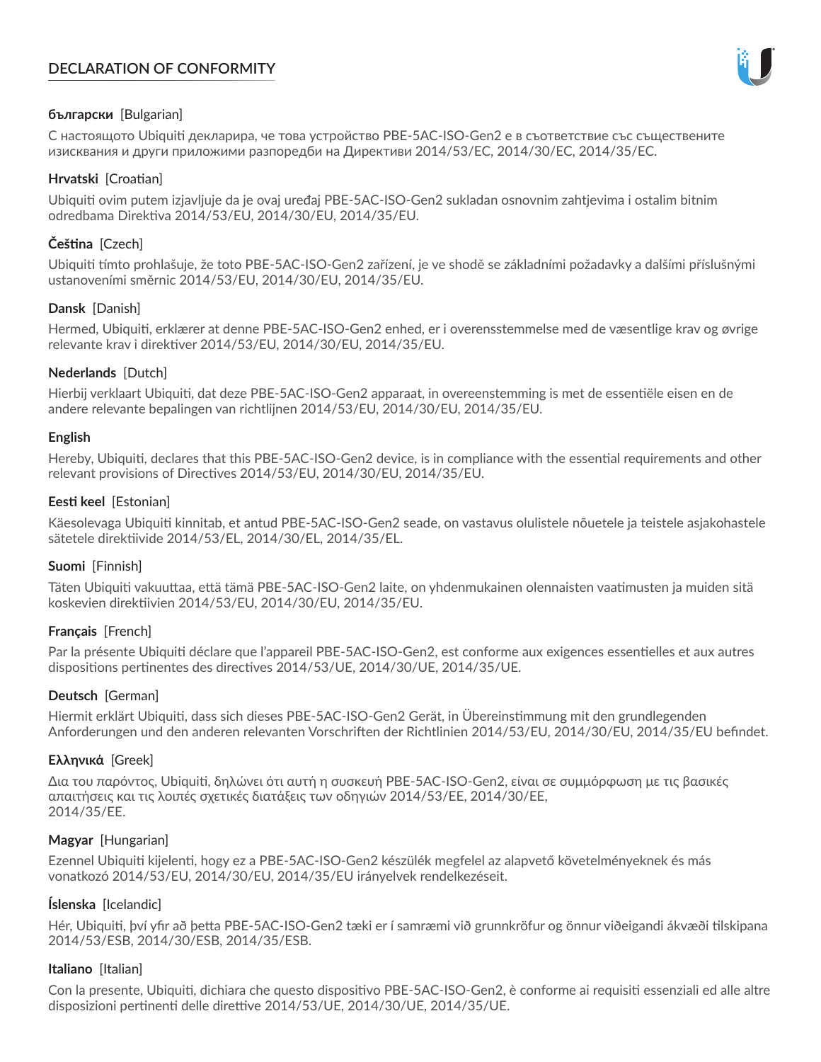# DECLARATION OF CONFORMITY

**български** [Bulgarian]

С настоящото Ubiquiti декларира, че това устройство PBE-5AC-ISO-Gen2 е в съответствие със съществените изисквания и други приложими разпоредби на Директиви 2014/53/EC, 2014/30/ЕС, 2014/35/ЕС.

**Hrvatski** [Croatian]

Ubiquiti ovim putem izjavljuje da je ovaj uređaj PBE-5AC-ISO-Gen2 sukladan osnovnim zahtjevima i ostalim bitnim odredbama Direktiva 2014/53/EU, 2014/30/EU, 2014/35/EU.

**Čeština** [Czech]

Ubiquiti tímto prohlašuje, že toto PBE-5AC-ISO-Gen2 zařízení, je ve shodě se základními požadavky a dalšími příslušnými ustanoveními směrnic 2014/53/EU, 2014/30/EU, 2014/35/EU.

**Dansk** [Danish]

Hermed, Ubiquiti, erklærer at denne PBE-5AC-ISO-Gen2 enhed, er i overensstemmelse med de væsentlige krav og øvrige relevante krav i direktiver 2014/53/EU, 2014/30/EU, 2014/35/EU.

**Nederlands** [Dutch]

Hierbij verklaart Ubiquiti, dat deze PBE-5AC-ISO-Gen2 apparaat, in overeenstemming is met de essentiële eisen en de andere relevante bepalingen van richtlijnen 2014/53/EU, 2014/30/EU, 2014/35/EU.

**English**

Hereby, Ubiquiti, declares that this PBE-5AC-ISO-Gen2 device, is in compliance with the essential requirements and other relevant provisions of Directives 2014/53/EU, 2014/30/EU, 2014/35/EU.

**Eesti keel** [Estonian]

Käesolevaga Ubiquiti kinnitab, et antud PBE-5AC-ISO-Gen2 seade, on vastavus olulistele nõuetele ja teistele asjakohastele sätetele direktiivide 2014/53/EL, 2014/30/EL, 2014/35/EL.

**Suomi** [Finnish]

Täten Ubiquiti vakuuttaa, että tämä PBE-5AC-ISO-Gen2 laite, on yhdenmukainen olennaisten vaatimusten ja muiden sitä koskevien direktiivien 2014/53/EU, 2014/30/EU, 2014/35/EU.

**Français** [French]

Par la présente Ubiquiti déclare que l'appareil PBE-5AC-ISO-Gen2, est conforme aux exigences essentielles et aux autres dispositions pertinentes des directives 2014/53/UE, 2014/30/UE, 2014/35/UE.

**Deutsch** [German]

Hiermit erklärt Ubiquiti, dass sich dieses PBE-5AC-ISO-Gen2 Gerät, in Übereinstimmung mit den grundlegenden Anforderungen und den anderen relevanten Vorschriften der Richtlinien 2014/53/EU, 2014/30/EU, 2014/35/EU befindet.

**Ελληνικά** [Greek]

Δια του παρόντος, Ubiquiti, δηλώνει ότι αυτή η συσκευή PBE-5AC-ISO-Gen2, είναι σε συμμόρφωση με τις βασικές απαιτήσεις και τις λοιπές σχετικές διατάξεις των οδηγιών 2014/53/EE, 2014/30/EE, 2014/35/EE.

**Magyar** [Hungarian]

Ezennel Ubiquiti kijelenti, hogy ez a PBE-5AC-ISO-Gen2 készülék megfelel az alapvető követelményeknek és más vonatkozó 2014/53/EU, 2014/30/EU, 2014/35/EU irányelvek rendelkezéseit.

**Íslenska** [Icelandic]

Hér, Ubiquiti, því yfir að þetta PBE-5AC-ISO-Gen2 tæki er í samræmi við grunnkröfur og önnur viðeigandi ákvæði tilskipana 2014/53/ESB, 2014/30/ESB, 2014/35/ESB.

**Italiano** [Italian]

Con la presente, Ubiquiti, dichiara che questo dispositivo PBE-5AC-ISO-Gen2, è conforme ai requisiti essenziali ed alle altre disposizioni pertinenti delle direttive 2014/53/UE, 2014/30/UE, 2014/35/UE.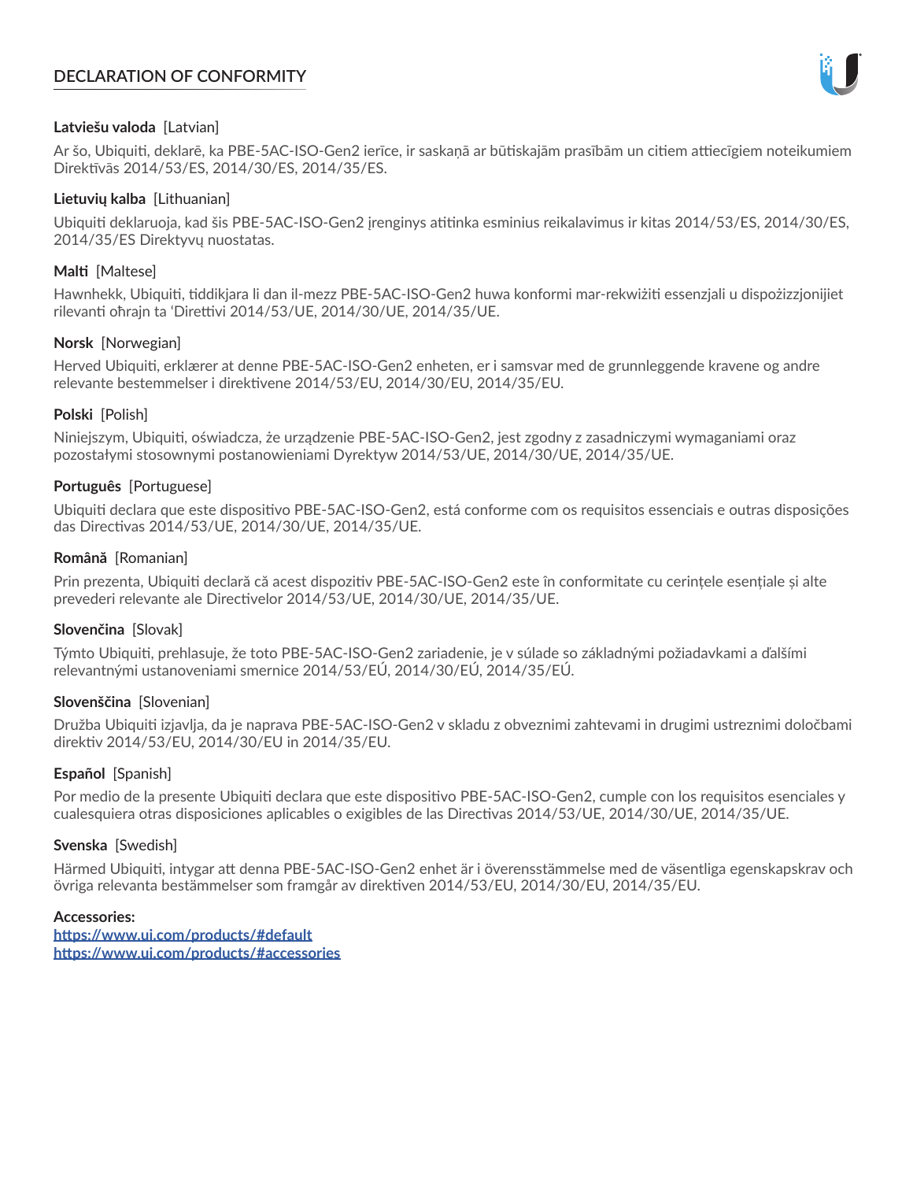## DECLARATION OF CONFORMITY

**Latviešu valoda** [Latvian]

Ar šo, Ubiquiti, deklarē, ka PBE-5AC-ISO-Gen2 ierīce, ir saskaņā ar būtiskajām prasībām un citiem attiecīgiem noteikumiem Direktīvās 2014/53/ES, 2014/30/ES, 2014/35/ES.

**Lietuvių kalba** [Lithuanian]

Ubiquiti deklaruoja, kad šis PBE-5AC-ISO-Gen2 įrenginys atitinka esminius reikalavimus ir kitas 2014/53/ES, 2014/30/ES, 2014/35/ES Direktyvų nuostatas.

**Malti** [Maltese]

Hawnhekk, Ubiquiti, tiddikjara li dan il-mezz PBE-5AC-ISO-Gen2 huwa konformi mar-rekwiżiti essenzjali u dispożizzjonijiet rilevanti oħrajn ta 'Direttivi 2014/53/UE, 2014/30/UE, 2014/35/UE.

**Norsk** [Norwegian]

Herved Ubiquiti, erklærer at denne PBE-5AC-ISO-Gen2 enheten, er i samsvar med de grunnleggende kravene og andre relevante bestemmelser i direktivene 2014/53/EU, 2014/30/EU, 2014/35/EU.

**Polski** [Polish]

Niniejszym, Ubiquiti, oświadcza, że urządzenie PBE-5AC-ISO-Gen2, jest zgodny z zasadniczymi wymaganiami oraz pozostałymi stosownymi postanowieniami Dyrektyw 2014/53/UE, 2014/30/UE, 2014/35/UE.

**Português** [Portuguese]

Ubiquiti declara que este dispositivo PBE-5AC-ISO-Gen2, está conforme com os requisitos essenciais e outras disposições das Directivas 2014/53/UE, 2014/30/UE, 2014/35/UE.

**Română** [Romanian]

Prin prezenta, Ubiquiti declară că acest dispozitiv PBE-5AC-ISO-Gen2 este în conformitate cu cerințele esențiale și alte prevederi relevante ale Directivelor 2014/53/UE, 2014/30/UE, 2014/35/UE.

**Slovenčina** [Slovak]

Týmto Ubiquiti, prehlasuje, že toto PBE-5AC-ISO-Gen2 zariadenie, je v súlade so základnými požiadavkami a ďalšími relevantnými ustanoveniami smernice 2014/53/EÚ, 2014/30/EÚ, 2014/35/EÚ.

**Slovenščina** [Slovenian]

Družba Ubiquiti izjavlja, da je naprava PBE-5AC-ISO-Gen2 v skladu z obveznimi zahtevami in drugimi ustreznimi določbami direktiv 2014/53/EU, 2014/30/EU in 2014/35/EU.

**Español** [Spanish]

Por medio de la presente Ubiquiti declara que este dispositivo PBE-5AC-ISO-Gen2, cumple con los requisitos esenciales y cualesquiera otras disposiciones aplicables o exigibles de las Directivas 2014/53/UE, 2014/30/UE, 2014/35/UE.

**Svenska** [Swedish]

Härmed Ubiquiti, intygar att denna PBE-5AC-ISO-Gen2 enhet är i överensstämmelse med de väsentliga egenskapskrav och övriga relevanta bestämmelser som framgår av direktiven 2014/53/EU, 2014/30/EU, 2014/35/EU.

**Accessories:**
**[https://www.ui.com/products/#default](https://www.ui.com/products/#default)**
**[https://www.ui.com/products/#accessories](https://www.ui.com/products/#accessories)**